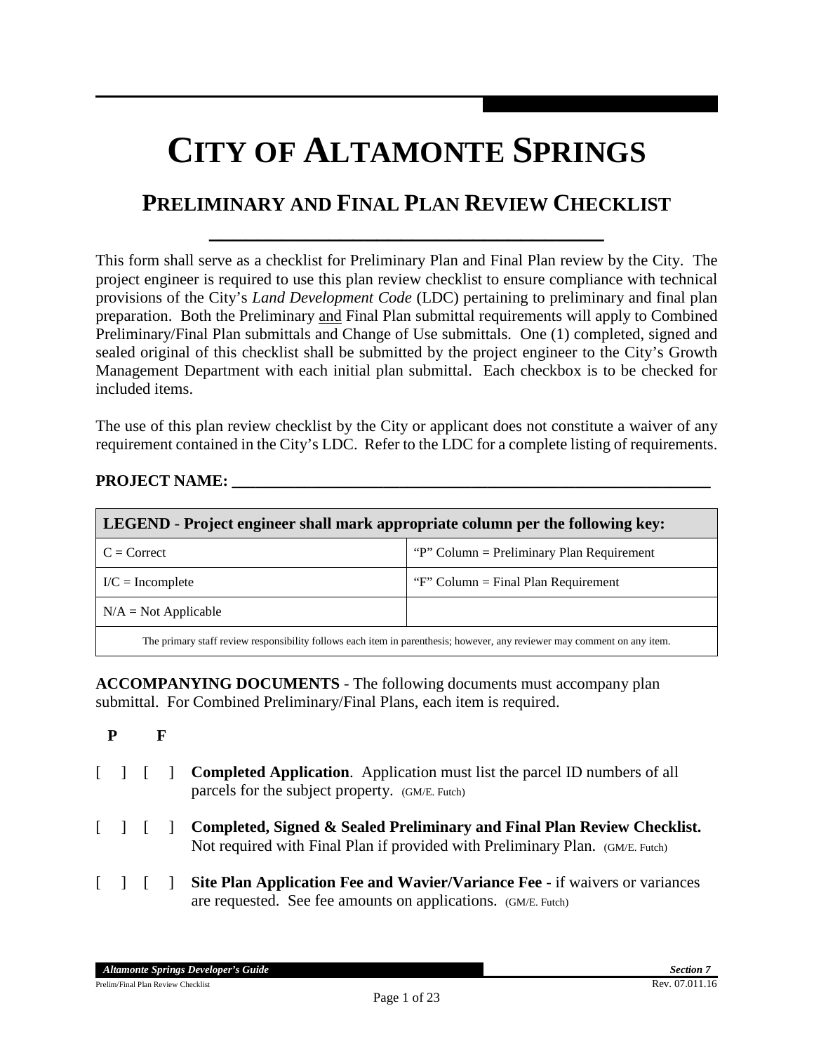# CITY OF ALTAMONTE SPRINGS

## PRELIMINARY AND FINAL PLAN REVIEW CHECKLIST

This form shall serve as a checklist for Preliminary Plan and Final Plan review by the City. The project engineer is required to use this plan review checklist to ensure compliance with technical provisions of the City's *Land Development Code* (LDC) pertaining to preliminary and final plan preparation. Both the Preliminary and Final Plan submittal requirements will apply to Combined Preliminary/Final Plan submittals and Change of Use submittals. One (1) completed, signed and sealed original of this checklist shall be submitted by the project engineer to the City's Growth Management Department with each initial plan submittal. Each checkbox is to be checked for included items.

The use of this plan review checklist by the City or applicant does not constitute a waiver of any requirement contained in the City's LDC. Refer to the LDC for a complete listing of requirements.

**PROJECT NAME:** ______________________________________________

| **LEGEND - Project engineer shall mark appropriate column per the following key:** | |
|---|---|
| C = Correct | "P" Column = Preliminary Plan Requirement |
| I/C = Incomplete | "F" Column = Final Plan Requirement |
| N/A = Not Applicable | |
| The primary staff review responsibility follows each item in parenthesis; however, any reviewer may comment on any item. | |

**ACCOMPANYING DOCUMENTS** - The following documents must accompany plan submittal. For Combined Preliminary/Final Plans, each item is required.

**P F**

[ ] [ ] **Completed Application**. Application must list the parcel ID numbers of all parcels for the subject property. (GM/E. Futch)

[ ] [ ] **Completed, Signed & Sealed Preliminary and Final Plan Review Checklist.** Not required with Final Plan if provided with Preliminary Plan. (GM/E. Futch)

[ ] [ ] **Site Plan Application Fee and Wavier/Variance Fee** - if waivers or variances are requested. See fee amounts on applications. (GM/E. Futch)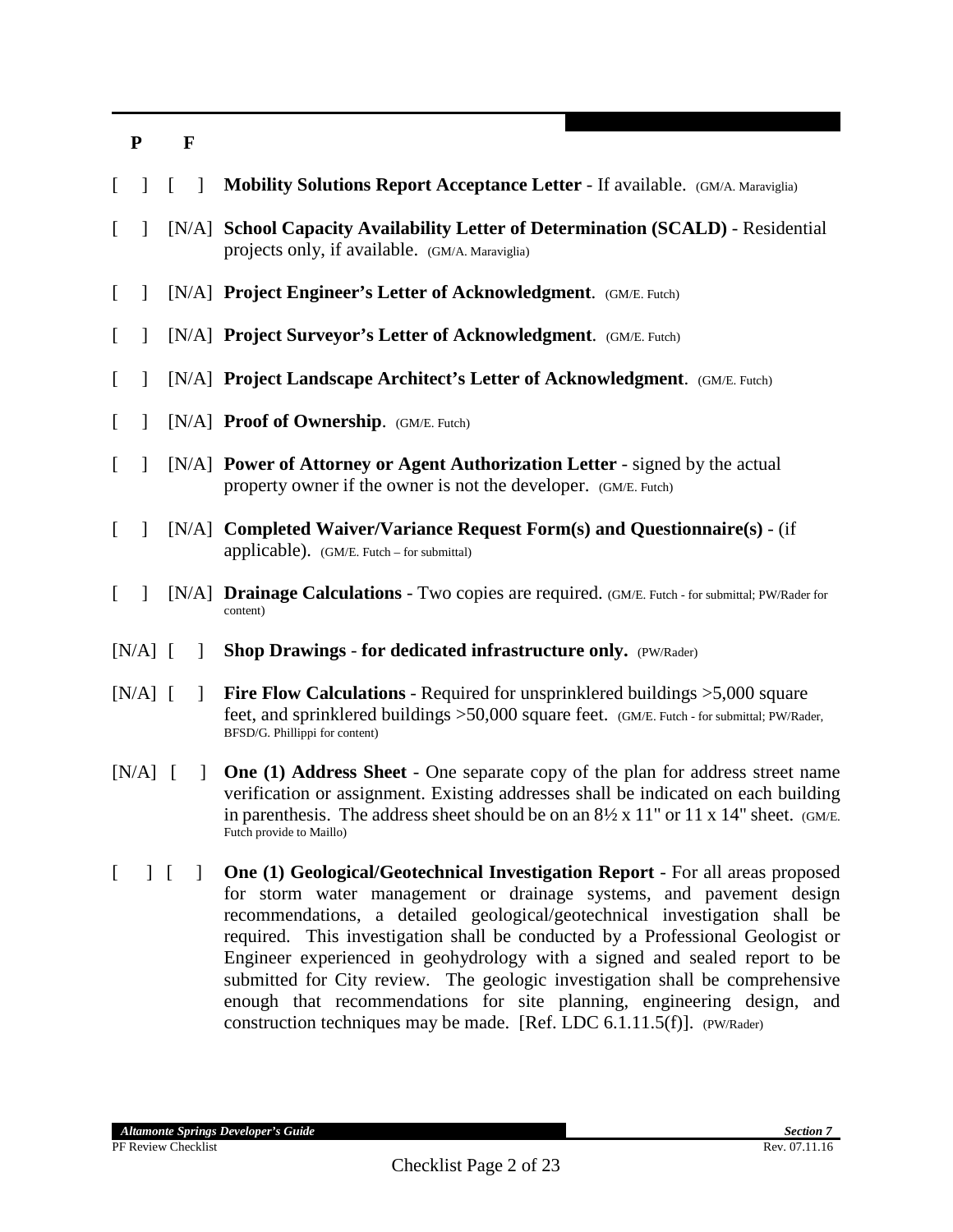**P F**

[ ] [ ] **Mobility Solutions Report Acceptance Letter** - If available. (GM/A. Maraviglia)

[ ] [N/A] **School Capacity Availability Letter of Determination (SCALD)** - Residential projects only, if available. (GM/A. Maraviglia)

[ ] [N/A] **Project Engineer's Letter of Acknowledgment**. (GM/E. Futch)

[ ] [N/A] **Project Surveyor's Letter of Acknowledgment**. (GM/E. Futch)

[ ] [N/A] **Project Landscape Architect's Letter of Acknowledgment**. (GM/E. Futch)

[ ] [N/A] **Proof of Ownership**. (GM/E. Futch)

[ ] [N/A] **Power of Attorney or Agent Authorization Letter** - signed by the actual property owner if the owner is not the developer. (GM/E. Futch)

[ ] [N/A] **Completed Waiver/Variance Request Form(s) and Questionnaire(s)** - (if applicable). (GM/E. Futch – for submittal)

[ ] [N/A] **Drainage Calculations** - Two copies are required. (GM/E. Futch - for submittal; PW/Rader for content)

[N/A] [ ] **Shop Drawings** - **for dedicated infrastructure only.** (PW/Rader)

[N/A] [ ] **Fire Flow Calculations** - Required for unsprinklered buildings >5,000 square feet, and sprinklered buildings >50,000 square feet. (GM/E. Futch - for submittal; PW/Rader, BFSD/G. Phillippi for content)

[N/A] [ ] **One (1) Address Sheet** - One separate copy of the plan for address street name verification or assignment. Existing addresses shall be indicated on each building in parenthesis. The address sheet should be on an 8½ x 11" or 11 x 14" sheet. (GM/E. Futch provide to Maillo)

[ ] [ ] **One (1) Geological/Geotechnical Investigation Report** - For all areas proposed for storm water management or drainage systems, and pavement design recommendations, a detailed geological/geotechnical investigation shall be required. This investigation shall be conducted by a Professional Geologist or Engineer experienced in geohydrology with a signed and sealed report to be submitted for City review. The geologic investigation shall be comprehensive enough that recommendations for site planning, engineering design, and construction techniques may be made. [Ref. LDC 6.1.11.5(f)]. (PW/Rader)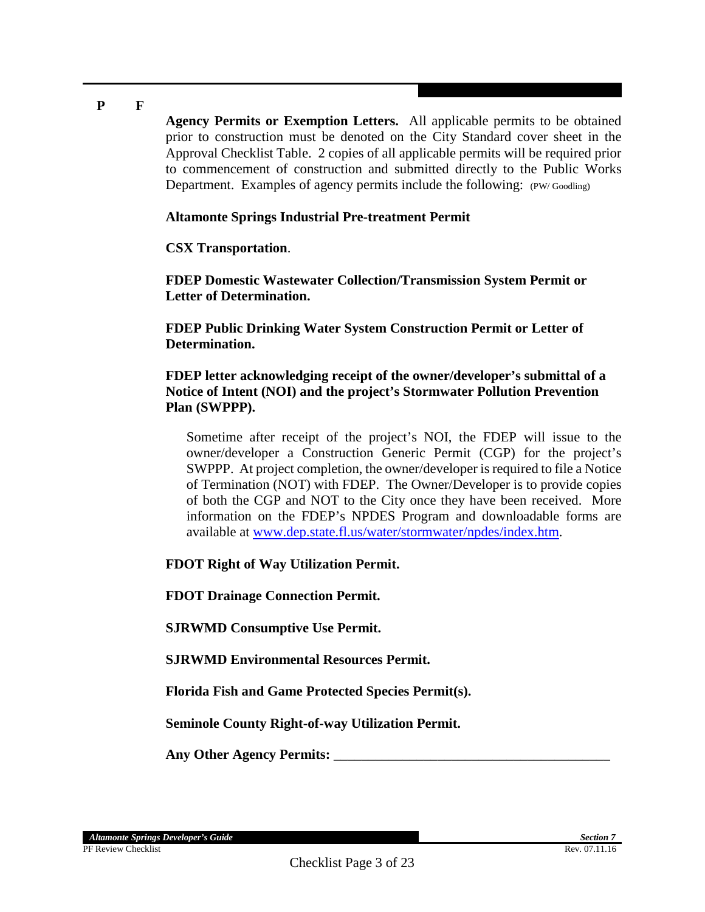**P F**

**Agency Permits or Exemption Letters.** All applicable permits to be obtained prior to construction must be denoted on the City Standard cover sheet in the Approval Checklist Table. 2 copies of all applicable permits will be required prior to commencement of construction and submitted directly to the Public Works Department. Examples of agency permits include the following: (PW/ Goodling)

**Altamonte Springs Industrial Pre-treatment Permit**

**CSX Transportation**.

**FDEP Domestic Wastewater Collection/Transmission System Permit or Letter of Determination.**

**FDEP Public Drinking Water System Construction Permit or Letter of Determination.**

**FDEP letter acknowledging receipt of the owner/developer's submittal of a Notice of Intent (NOI) and the project's Stormwater Pollution Prevention Plan (SWPPP).**

Sometime after receipt of the project's NOI, the FDEP will issue to the owner/developer a Construction Generic Permit (CGP) for the project's SWPPP. At project completion, the owner/developer is required to file a Notice of Termination (NOT) with FDEP. The Owner/Developer is to provide copies of both the CGP and NOT to the City once they have been received. More information on the FDEP's NPDES Program and downloadable forms are available at [www.dep.state.fl.us/water/stormwater/npdes/index.htm](www.dep.state.fl.us/water/stormwater/npdes/index.htm).

**FDOT Right of Way Utilization Permit.**

**FDOT Drainage Connection Permit.**

**SJRWMD Consumptive Use Permit.**

**SJRWMD Environmental Resources Permit.**

**Florida Fish and Game Protected Species Permit(s).**

**Seminole County Right-of-way Utilization Permit.**

**Any Other Agency Permits:** ________________________________________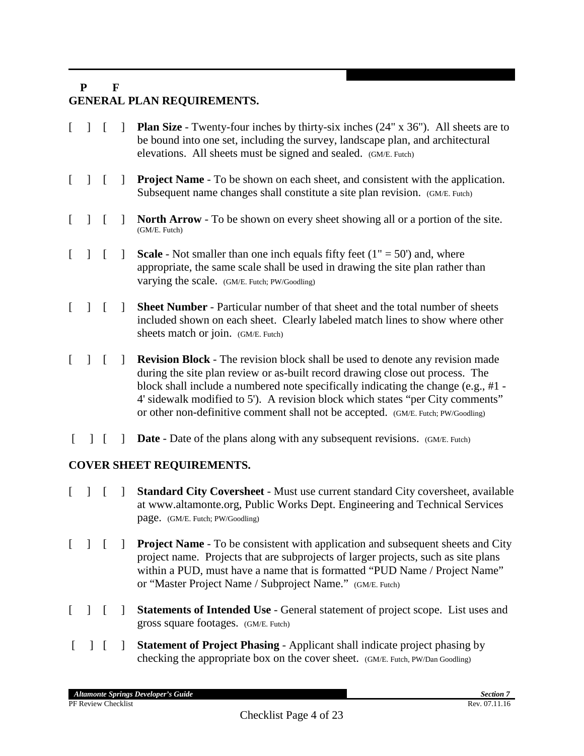**P F**

## GENERAL PLAN REQUIREMENTS.

[ ] [ ] **Plan Size** - Twenty-four inches by thirty-six inches (24" x 36"). All sheets are to be bound into one set, including the survey, landscape plan, and architectural elevations. All sheets must be signed and sealed. (GM/E. Futch)

[ ] [ ] **Project Name** - To be shown on each sheet, and consistent with the application. Subsequent name changes shall constitute a site plan revision. (GM/E. Futch)

[ ] [ ] **North Arrow** - To be shown on every sheet showing all or a portion of the site. (GM/E. Futch)

[ ] [ ] **Scale** - Not smaller than one inch equals fifty feet (1" = 50') and, where appropriate, the same scale shall be used in drawing the site plan rather than varying the scale. (GM/E. Futch; PW/Goodling)

[ ] [ ] **Sheet Number** - Particular number of that sheet and the total number of sheets included shown on each sheet. Clearly labeled match lines to show where other sheets match or join. (GM/E. Futch)

[ ] [ ] **Revision Block** - The revision block shall be used to denote any revision made during the site plan review or as-built record drawing close out process. The block shall include a numbered note specifically indicating the change (e.g., #1 - 4' sidewalk modified to 5'). A revision block which states "per City comments" or other non-definitive comment shall not be accepted. (GM/E. Futch; PW/Goodling)

[ ] [ ] **Date** - Date of the plans along with any subsequent revisions. (GM/E. Futch)

## COVER SHEET REQUIREMENTS.

[ ] [ ] **Standard City Coversheet** - Must use current standard City coversheet, available at www.altamonte.org, Public Works Dept. Engineering and Technical Services page. (GM/E. Futch; PW/Goodling)

[ ] [ ] **Project Name** - To be consistent with application and subsequent sheets and City project name. Projects that are subprojects of larger projects, such as site plans within a PUD, must have a name that is formatted "PUD Name / Project Name" or "Master Project Name / Subproject Name." (GM/E. Futch)

[ ] [ ] **Statements of Intended Use** - General statement of project scope. List uses and gross square footages. (GM/E. Futch)

[ ] [ ] **Statement of Project Phasing** - Applicant shall indicate project phasing by checking the appropriate box on the cover sheet. (GM/E. Futch, PW/Dan Goodling)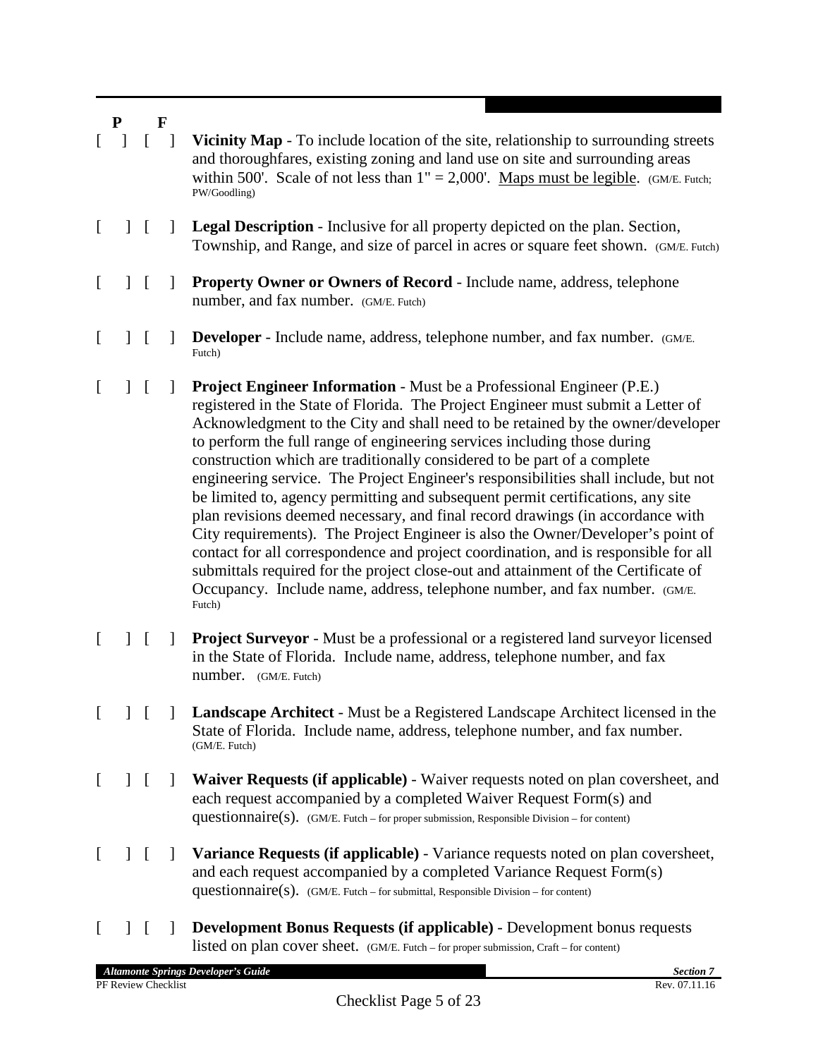| P | F | |
|---|---|---|
| [ ] | [ ] | **Vicinity Map** - To include location of the site, relationship to surrounding streets and thoroughfares, existing zoning and land use on site and surrounding areas within 500'. Scale of not less than 1" = 2,000'. Maps must be legible. (GM/E. Futch; PW/Goodling) |
| [ ] | [ ] | **Legal Description** - Inclusive for all property depicted on the plan. Section, Township, and Range, and size of parcel in acres or square feet shown. (GM/E. Futch) |
| [ ] | [ ] | **Property Owner or Owners of Record** - Include name, address, telephone number, and fax number. (GM/E. Futch) |
| [ ] | [ ] | **Developer** - Include name, address, telephone number, and fax number. (GM/E. Futch) |
| [ ] | [ ] | **Project Engineer Information** - Must be a Professional Engineer (P.E.) registered in the State of Florida. The Project Engineer must submit a Letter of Acknowledgment to the City and shall need to be retained by the owner/developer to perform the full range of engineering services including those during construction which are traditionally considered to be part of a complete engineering service. The Project Engineer's responsibilities shall include, but not be limited to, agency permitting and subsequent permit certifications, any site plan revisions deemed necessary, and final record drawings (in accordance with City requirements). The Project Engineer is also the Owner/Developer's point of contact for all correspondence and project coordination, and is responsible for all submittals required for the project close-out and attainment of the Certificate of Occupancy. Include name, address, telephone number, and fax number. (GM/E. Futch) |
| [ ] | [ ] | **Project Surveyor** - Must be a professional or a registered land surveyor licensed in the State of Florida. Include name, address, telephone number, and fax number. (GM/E. Futch) |
| [ ] | [ ] | **Landscape Architect** - Must be a Registered Landscape Architect licensed in the State of Florida. Include name, address, telephone number, and fax number. (GM/E. Futch) |
| [ ] | [ ] | **Waiver Requests (if applicable)** - Waiver requests noted on plan coversheet, and each request accompanied by a completed Waiver Request Form(s) and questionnaire(s). (GM/E. Futch – for proper submission, Responsible Division – for content) |
| [ ] | [ ] | **Variance Requests (if applicable)** - Variance requests noted on plan coversheet, and each request accompanied by a completed Variance Request Form(s) questionnaire(s). (GM/E. Futch – for submittal, Responsible Division – for content) |
| [ ] | [ ] | **Development Bonus Requests (if applicable)** - Development bonus requests listed on plan cover sheet. (GM/E. Futch – for proper submission, Craft – for content) |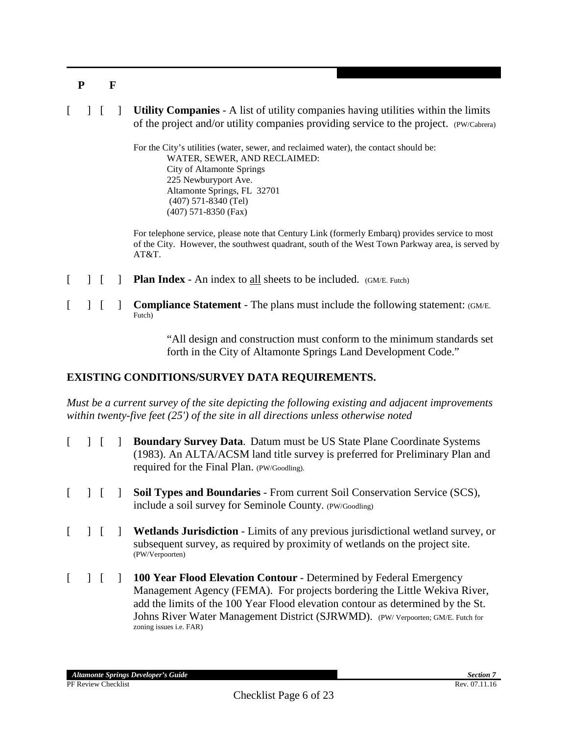**P F**

[ ] [ ] **Utility Companies** - A list of utility companies having utilities within the limits of the project and/or utility companies providing service to the project. (PW/Cabrera)

For the City's utilities (water, sewer, and reclaimed water), the contact should be:

WATER, SEWER, AND RECLAIMED:
City of Altamonte Springs
225 Newburyport Ave.
Altamonte Springs, FL 32701
(407) 571-8340 (Tel)
(407) 571-8350 (Fax)

For telephone service, please note that Century Link (formerly Embarq) provides service to most of the City. However, the southwest quadrant, south of the West Town Parkway area, is served by AT&T.

[ ] [ ] **Plan Index** - An index to all sheets to be included. (GM/E. Futch)

[ ] [ ] **Compliance Statement** - The plans must include the following statement: (GM/E. Futch)

> "All design and construction must conform to the minimum standards set forth in the City of Altamonte Springs Land Development Code."

## EXISTING CONDITIONS/SURVEY DATA REQUIREMENTS.

*Must be a current survey of the site depicting the following existing and adjacent improvements within twenty-five feet (25') of the site in all directions unless otherwise noted*

[ ] [ ] **Boundary Survey Data**. Datum must be US State Plane Coordinate Systems (1983). An ALTA/ACSM land title survey is preferred for Preliminary Plan and required for the Final Plan. (PW/Goodling).

[ ] [ ] **Soil Types and Boundaries** - From current Soil Conservation Service (SCS), include a soil survey for Seminole County. (PW/Goodling)

[ ] [ ] **Wetlands Jurisdiction** - Limits of any previous jurisdictional wetland survey, or subsequent survey, as required by proximity of wetlands on the project site. (PW/Verpoorten)

[ ] [ ] **100 Year Flood Elevation Contour** - Determined by Federal Emergency Management Agency (FEMA). For projects bordering the Little Wekiva River, add the limits of the 100 Year Flood elevation contour as determined by the St. Johns River Water Management District (SJRWMD). (PW/ Verpoorten; GM/E. Futch for zoning issues i.e. FAR)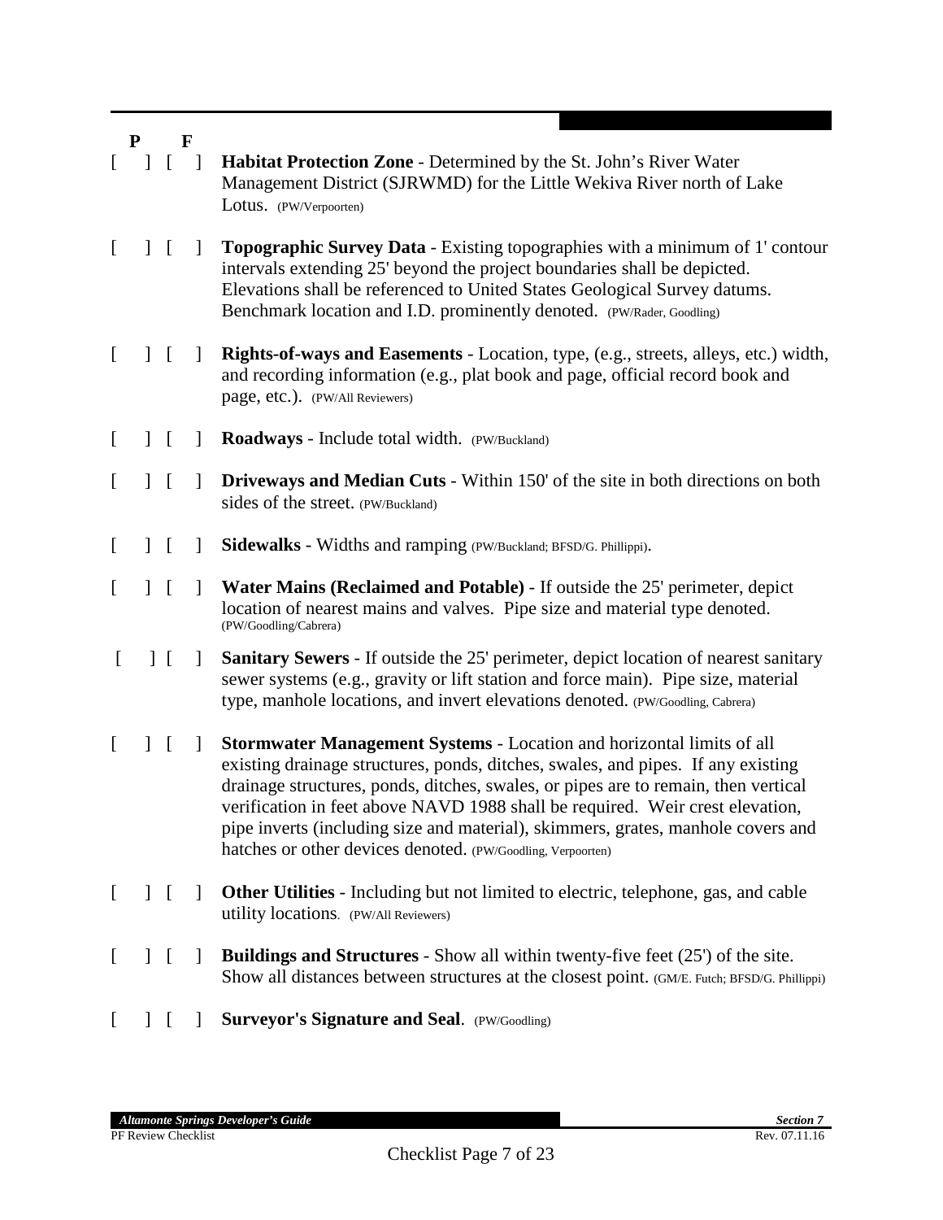**P** **F**

[ ] [ ] **Habitat Protection Zone** - Determined by the St. John's River Water Management District (SJRWMD) for the Little Wekiva River north of Lake Lotus. (PW/Verpoorten)

[ ] [ ] **Topographic Survey Data** - Existing topographies with a minimum of 1' contour intervals extending 25' beyond the project boundaries shall be depicted. Elevations shall be referenced to United States Geological Survey datums. Benchmark location and I.D. prominently denoted. (PW/Rader, Goodling)

[ ] [ ] **Rights-of-ways and Easements** - Location, type, (e.g., streets, alleys, etc.) width, and recording information (e.g., plat book and page, official record book and page, etc.). (PW/All Reviewers)

[ ] [ ] **Roadways** - Include total width. (PW/Buckland)

[ ] [ ] **Driveways and Median Cuts** - Within 150' of the site in both directions on both sides of the street. (PW/Buckland)

[ ] [ ] **Sidewalks** - Widths and ramping (PW/Buckland; BFSD/G. Phillippi).

[ ] [ ] **Water Mains (Reclaimed and Potable)** - If outside the 25' perimeter, depict location of nearest mains and valves. Pipe size and material type denoted. (PW/Goodling/Cabrera)

[ ] [ ] **Sanitary Sewers** - If outside the 25' perimeter, depict location of nearest sanitary sewer systems (e.g., gravity or lift station and force main). Pipe size, material type, manhole locations, and invert elevations denoted. (PW/Goodling, Cabrera)

[ ] [ ] **Stormwater Management Systems** - Location and horizontal limits of all existing drainage structures, ponds, ditches, swales, and pipes. If any existing drainage structures, ponds, ditches, swales, or pipes are to remain, then vertical verification in feet above NAVD 1988 shall be required. Weir crest elevation, pipe inverts (including size and material), skimmers, grates, manhole covers and hatches or other devices denoted. (PW/Goodling, Verpoorten)

[ ] [ ] **Other Utilities** - Including but not limited to electric, telephone, gas, and cable utility locations. (PW/All Reviewers)

[ ] [ ] **Buildings and Structures** - Show all within twenty-five feet (25') of the site. Show all distances between structures at the closest point. (GM/E. Futch; BFSD/G. Phillippi)

[ ] [ ] **Surveyor's Signature and Seal**. (PW/Goodling)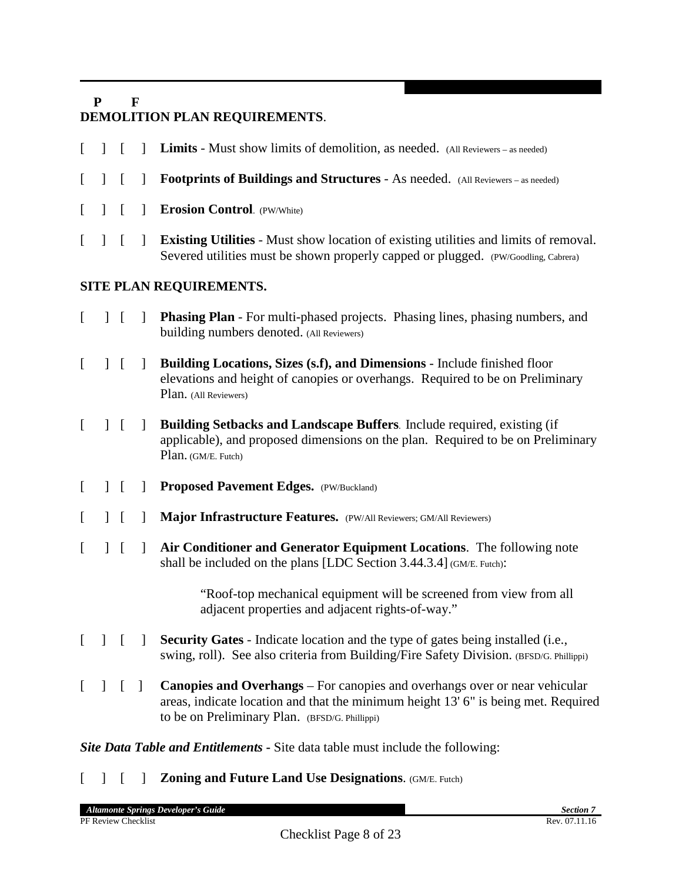**P F**

## DEMOLITION PLAN REQUIREMENTS.

[ ] [ ] **Limits** - Must show limits of demolition, as needed. (All Reviewers – as needed)

[ ] [ ] **Footprints of Buildings and Structures** - As needed. (All Reviewers – as needed)

[ ] [ ] **Erosion Control**. (PW/White)

[ ] [ ] **Existing Utilities** - Must show location of existing utilities and limits of removal. Severed utilities must be shown properly capped or plugged. (PW/Goodling, Cabrera)

## SITE PLAN REQUIREMENTS.

[ ] [ ] **Phasing Plan** - For multi-phased projects. Phasing lines, phasing numbers, and building numbers denoted. (All Reviewers)

[ ] [ ] **Building Locations, Sizes (s.f), and Dimensions** - Include finished floor elevations and height of canopies or overhangs. Required to be on Preliminary Plan. (All Reviewers)

[ ] [ ] **Building Setbacks and Landscape Buffers**. Include required, existing (if applicable), and proposed dimensions on the plan. Required to be on Preliminary Plan. (GM/E. Futch)

[ ] [ ] **Proposed Pavement Edges.** (PW/Buckland)

[ ] [ ] **Major Infrastructure Features.** (PW/All Reviewers; GM/All Reviewers)

[ ] [ ] **Air Conditioner and Generator Equipment Locations**. The following note shall be included on the plans [LDC Section 3.44.3.4] (GM/E. Futch):

> "Roof-top mechanical equipment will be screened from view from all adjacent properties and adjacent rights-of-way."

[ ] [ ] **Security Gates** - Indicate location and the type of gates being installed (i.e., swing, roll). See also criteria from Building/Fire Safety Division. (BFSD/G. Phillippi)

[ ] [ ] **Canopies and Overhangs** – For canopies and overhangs over or near vehicular areas, indicate location and that the minimum height 13' 6" is being met. Required to be on Preliminary Plan. (BFSD/G. Phillippi)

***Site Data Table and Entitlements*** - Site data table must include the following:

[ ] [ ] **Zoning and Future Land Use Designations**. (GM/E. Futch)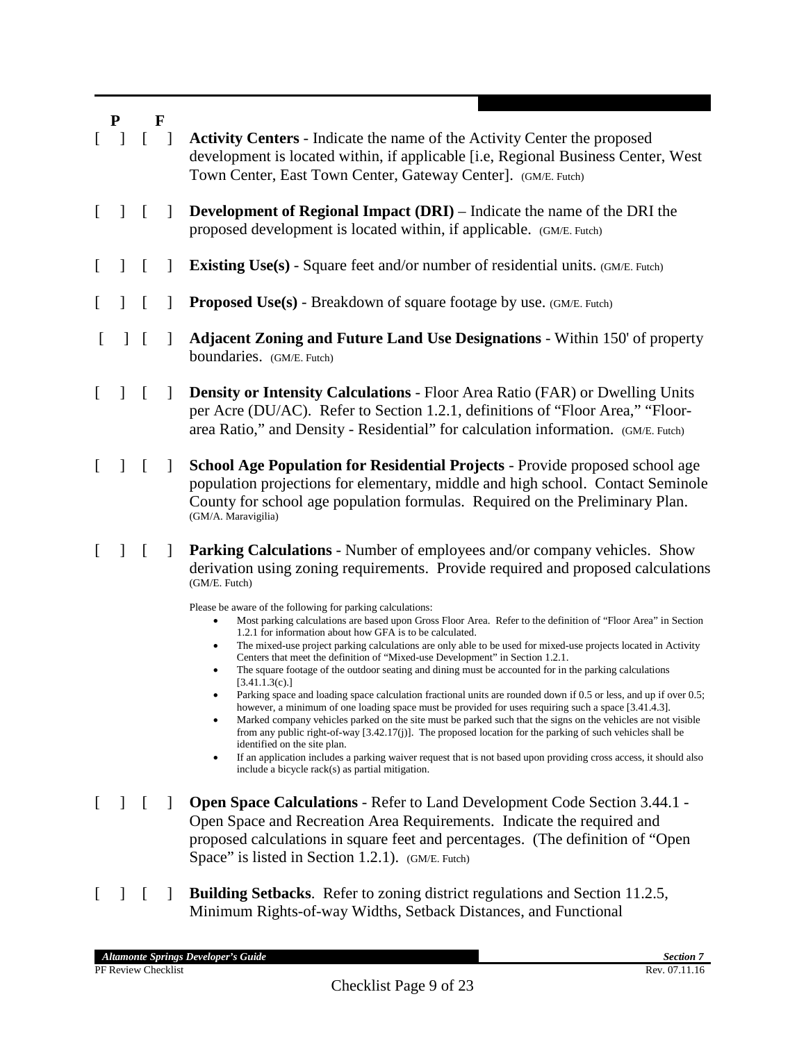**P** **F**

[ ] [ ] **Activity Centers** - Indicate the name of the Activity Center the proposed development is located within, if applicable [i.e, Regional Business Center, West Town Center, East Town Center, Gateway Center]. (GM/E. Futch)

[ ] [ ] **Development of Regional Impact (DRI)** – Indicate the name of the DRI the proposed development is located within, if applicable. (GM/E. Futch)

[ ] [ ] **Existing Use(s)** - Square feet and/or number of residential units. (GM/E. Futch)

[ ] [ ] **Proposed Use(s)** - Breakdown of square footage by use. (GM/E. Futch)

[ ] [ ] **Adjacent Zoning and Future Land Use Designations** - Within 150' of property boundaries. (GM/E. Futch)

[ ] [ ] **Density or Intensity Calculations** - Floor Area Ratio (FAR) or Dwelling Units per Acre (DU/AC). Refer to Section 1.2.1, definitions of "Floor Area," "Floor-area Ratio," and Density - Residential" for calculation information. (GM/E. Futch)

[ ] [ ] **School Age Population for Residential Projects** - Provide proposed school age population projections for elementary, middle and high school. Contact Seminole County for school age population formulas. Required on the Preliminary Plan. (GM/A. Maravigilia)

[ ] [ ] **Parking Calculations** - Number of employees and/or company vehicles. Show derivation using zoning requirements. Provide required and proposed calculations (GM/E. Futch)

Please be aware of the following for parking calculations:

- Most parking calculations are based upon Gross Floor Area. Refer to the definition of "Floor Area" in Section 1.2.1 for information about how GFA is to be calculated.
- The mixed-use project parking calculations are only able to be used for mixed-use projects located in Activity Centers that meet the definition of "Mixed-use Development" in Section 1.2.1.
- The square footage of the outdoor seating and dining must be accounted for in the parking calculations [3.41.1.3(c).]
- Parking space and loading space calculation fractional units are rounded down if 0.5 or less, and up if over 0.5; however, a minimum of one loading space must be provided for uses requiring such a space [3.41.4.3].
- Marked company vehicles parked on the site must be parked such that the signs on the vehicles are not visible from any public right-of-way [3.42.17(j)]. The proposed location for the parking of such vehicles shall be identified on the site plan.
- If an application includes a parking waiver request that is not based upon providing cross access, it should also include a bicycle rack(s) as partial mitigation.

[ ] [ ] **Open Space Calculations** - Refer to Land Development Code Section 3.44.1 - Open Space and Recreation Area Requirements. Indicate the required and proposed calculations in square feet and percentages. (The definition of "Open Space" is listed in Section 1.2.1). (GM/E. Futch)

[ ] [ ] **Building Setbacks**. Refer to zoning district regulations and Section 11.2.5, Minimum Rights-of-way Widths, Setback Distances, and Functional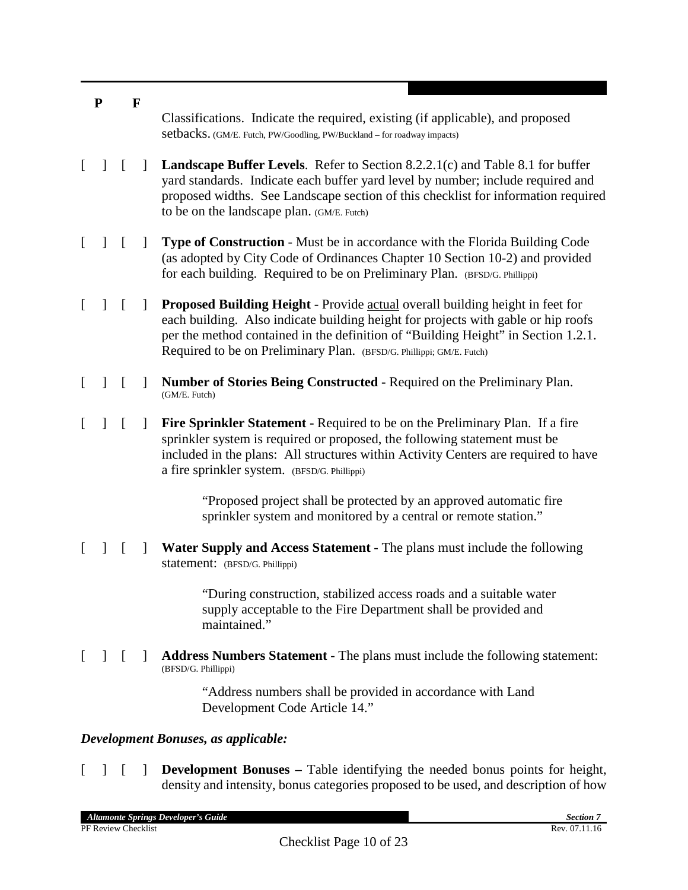**P** **F**

Classifications. Indicate the required, existing (if applicable), and proposed setbacks. (GM/E. Futch, PW/Goodling, PW/Buckland – for roadway impacts)

[ ] [ ] **Landscape Buffer Levels**. Refer to Section 8.2.2.1(c) and Table 8.1 for buffer yard standards. Indicate each buffer yard level by number; include required and proposed widths. See Landscape section of this checklist for information required to be on the landscape plan. (GM/E. Futch)

[ ] [ ] **Type of Construction** - Must be in accordance with the Florida Building Code (as adopted by City Code of Ordinances Chapter 10 Section 10-2) and provided for each building. Required to be on Preliminary Plan. (BFSD/G. Phillippi)

[ ] [ ] **Proposed Building Height** - Provide actual overall building height in feet for each building. Also indicate building height for projects with gable or hip roofs per the method contained in the definition of "Building Height" in Section 1.2.1. Required to be on Preliminary Plan. (BFSD/G. Phillippi; GM/E. Futch)

[ ] [ ] **Number of Stories Being Constructed** - Required on the Preliminary Plan. (GM/E. Futch)

[ ] [ ] **Fire Sprinkler Statement -** Required to be on the Preliminary Plan. If a fire sprinkler system is required or proposed, the following statement must be included in the plans: All structures within Activity Centers are required to have a fire sprinkler system. (BFSD/G. Phillippi)

> "Proposed project shall be protected by an approved automatic fire sprinkler system and monitored by a central or remote station."

[ ] [ ] **Water Supply and Access Statement** - The plans must include the following statement: (BFSD/G. Phillippi)

> "During construction, stabilized access roads and a suitable water supply acceptable to the Fire Department shall be provided and maintained."

[ ] [ ] **Address Numbers Statement** - The plans must include the following statement: (BFSD/G. Phillippi)

> "Address numbers shall be provided in accordance with Land Development Code Article 14."

***Development Bonuses, as applicable:***

[ ] [ ] **Development Bonuses –** Table identifying the needed bonus points for height, density and intensity, bonus categories proposed to be used, and description of how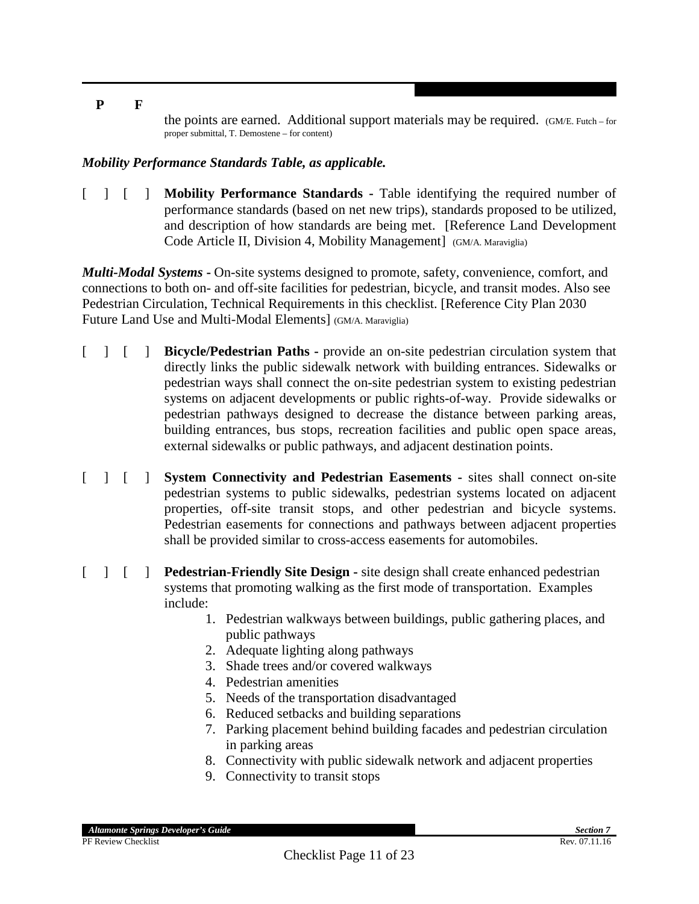**P F**

the points are earned. Additional support materials may be required. (GM/E. Futch – for proper submittal, T. Demostene – for content)

***Mobility Performance Standards Table, as applicable.***

[ ] [ ] **Mobility Performance Standards -** Table identifying the required number of performance standards (based on net new trips), standards proposed to be utilized, and description of how standards are being met. [Reference Land Development Code Article II, Division 4, Mobility Management] (GM/A. Maraviglia)

***Multi-Modal Systems*** **-** On-site systems designed to promote, safety, convenience, comfort, and connections to both on- and off-site facilities for pedestrian, bicycle, and transit modes. Also see Pedestrian Circulation, Technical Requirements in this checklist. [Reference City Plan 2030 Future Land Use and Multi-Modal Elements] (GM/A. Maraviglia)

[ ] [ ] **Bicycle/Pedestrian Paths -** provide an on-site pedestrian circulation system that directly links the public sidewalk network with building entrances. Sidewalks or pedestrian ways shall connect the on-site pedestrian system to existing pedestrian systems on adjacent developments or public rights-of-way. Provide sidewalks or pedestrian pathways designed to decrease the distance between parking areas, building entrances, bus stops, recreation facilities and public open space areas, external sidewalks or public pathways, and adjacent destination points.

[ ] [ ] **System Connectivity and Pedestrian Easements -** sites shall connect on-site pedestrian systems to public sidewalks, pedestrian systems located on adjacent properties, off-site transit stops, and other pedestrian and bicycle systems. Pedestrian easements for connections and pathways between adjacent properties shall be provided similar to cross-access easements for automobiles.

[ ] [ ] **Pedestrian-Friendly Site Design -** site design shall create enhanced pedestrian systems that promoting walking as the first mode of transportation. Examples include:

1. Pedestrian walkways between buildings, public gathering places, and public pathways
2. Adequate lighting along pathways
3. Shade trees and/or covered walkways
4. Pedestrian amenities
5. Needs of the transportation disadvantaged
6. Reduced setbacks and building separations
7. Parking placement behind building facades and pedestrian circulation in parking areas
8. Connectivity with public sidewalk network and adjacent properties
9. Connectivity to transit stops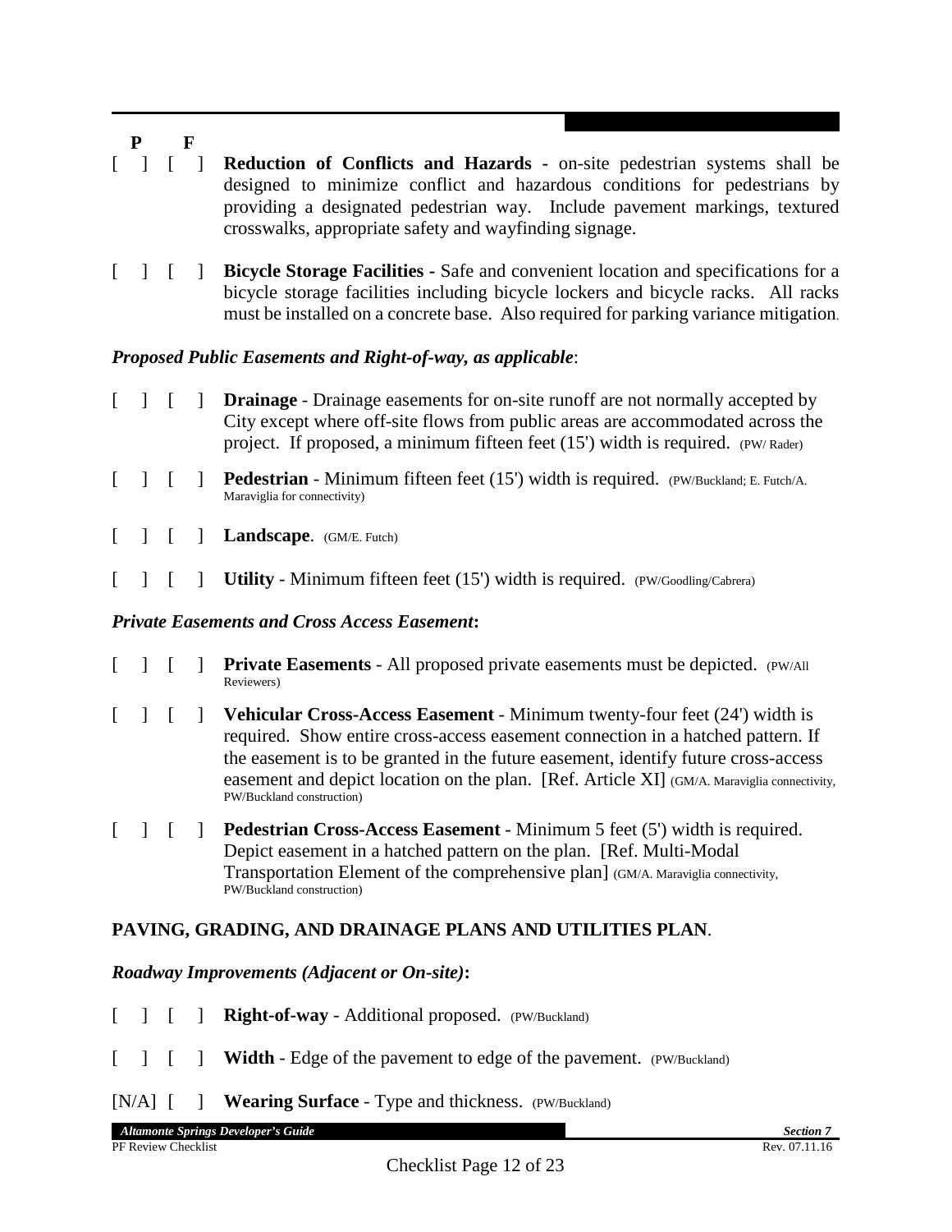**P F**

[ ] [ ] **Reduction of Conflicts and Hazards -** on-site pedestrian systems shall be designed to minimize conflict and hazardous conditions for pedestrians by providing a designated pedestrian way. Include pavement markings, textured crosswalks, appropriate safety and wayfinding signage.

[ ] [ ] **Bicycle Storage Facilities -** Safe and convenient location and specifications for a bicycle storage facilities including bicycle lockers and bicycle racks. All racks must be installed on a concrete base. Also required for parking variance mitigation.

***Proposed Public Easements and Right-of-way, as applicable***:

[ ] [ ] **Drainage** - Drainage easements for on-site runoff are not normally accepted by City except where off-site flows from public areas are accommodated across the project. If proposed, a minimum fifteen feet (15') width is required. (PW/ Rader)

[ ] [ ] **Pedestrian** - Minimum fifteen feet (15') width is required. (PW/Buckland; E. Futch/A. Maraviglia for connectivity)

[ ] [ ] **Landscape**. (GM/E. Futch)

[ ] [ ] **Utility** - Minimum fifteen feet (15') width is required. (PW/Goodling/Cabrera)

***Private Easements and Cross Access Easement*:**

[ ] [ ] **Private Easements** - All proposed private easements must be depicted. (PW/All Reviewers)

[ ] [ ] **Vehicular Cross-Access Easement** - Minimum twenty-four feet (24') width is required. Show entire cross-access easement connection in a hatched pattern. If the easement is to be granted in the future easement, identify future cross-access easement and depict location on the plan. [Ref. Article XI] (GM/A. Maraviglia connectivity, PW/Buckland construction)

[ ] [ ] **Pedestrian Cross-Access Easement** - Minimum 5 feet (5') width is required. Depict easement in a hatched pattern on the plan. [Ref. Multi-Modal Transportation Element of the comprehensive plan] (GM/A. Maraviglia connectivity, PW/Buckland construction)

**PAVING, GRADING, AND DRAINAGE PLANS AND UTILITIES PLAN**.

***Roadway Improvements (Adjacent or On-site)*:**

[ ] [ ] **Right-of-way** - Additional proposed. (PW/Buckland)

[ ] [ ] **Width** - Edge of the pavement to edge of the pavement. (PW/Buckland)

[N/A] [ ] **Wearing Surface** - Type and thickness. (PW/Buckland)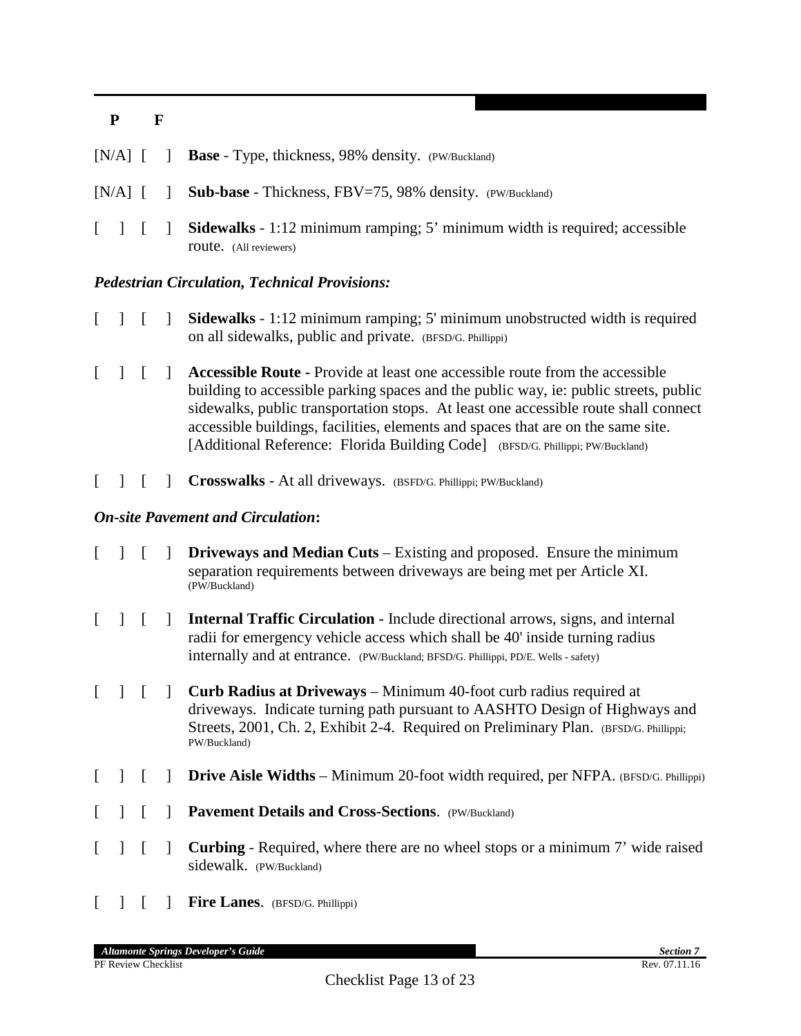**P F**

[N/A] [ ] **Base** - Type, thickness, 98% density. (PW/Buckland)

[N/A] [ ] **Sub-base** - Thickness, FBV=75, 98% density. (PW/Buckland)

[ ] [ ] **Sidewalks** - 1:12 minimum ramping; 5' minimum width is required; accessible route. (All reviewers)

***Pedestrian Circulation, Technical Provisions:***

[ ] [ ] **Sidewalks** - 1:12 minimum ramping; 5' minimum unobstructed width is required on all sidewalks, public and private. (BFSD/G. Phillippi)

[ ] [ ] **Accessible Route -** Provide at least one accessible route from the accessible building to accessible parking spaces and the public way, ie: public streets, public sidewalks, public transportation stops. At least one accessible route shall connect accessible buildings, facilities, elements and spaces that are on the same site. [Additional Reference: Florida Building Code] (BFSD/G. Phillippi; PW/Buckland)

[ ] [ ] **Crosswalks** - At all driveways. (BSFD/G. Phillippi; PW/Buckland)

***On-site Pavement and Circulation*:**

[ ] [ ] **Driveways and Median Cuts** – Existing and proposed. Ensure the minimum separation requirements between driveways are being met per Article XI. (PW/Buckland)

[ ] [ ] **Internal Traffic Circulation** - Include directional arrows, signs, and internal radii for emergency vehicle access which shall be 40' inside turning radius internally and at entrance. (PW/Buckland; BFSD/G. Phillippi, PD/E. Wells - safety)

[ ] [ ] **Curb Radius at Driveways** – Minimum 40-foot curb radius required at driveways. Indicate turning path pursuant to AASHTO Design of Highways and Streets, 2001, Ch. 2, Exhibit 2-4. Required on Preliminary Plan. (BFSD/G. Phillippi; PW/Buckland)

[ ] [ ] **Drive Aisle Widths** – Minimum 20-foot width required, per NFPA. (BFSD/G. Phillippi)

[ ] [ ] **Pavement Details and Cross-Sections**. (PW/Buckland)

[ ] [ ] **Curbing** - Required, where there are no wheel stops or a minimum 7' wide raised sidewalk. (PW/Buckland)

[ ] [ ] **Fire Lanes**. (BFSD/G. Phillippi)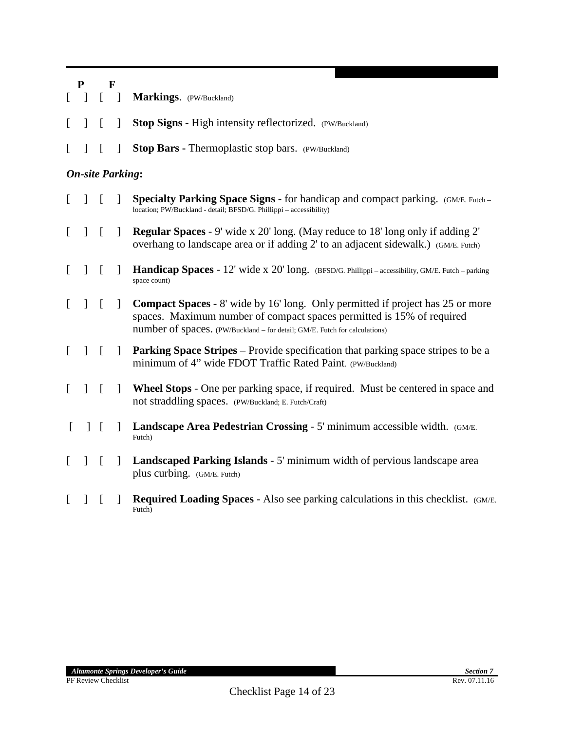| P | F | |
|---|---|---|
| [ ] | [ ] | **Markings**. (PW/Buckland) |
| [ ] | [ ] | **Stop Signs** - High intensity reflectorized. (PW/Buckland) |
| [ ] | [ ] | **Stop Bars -** Thermoplastic stop bars. (PW/Buckland) |

***On-site Parking*:**

| P | F | |
|---|---|---|
| [ ] | [ ] | **Specialty Parking Space Signs** - for handicap and compact parking. (GM/E. Futch – location; PW/Buckland - detail; BFSD/G. Phillippi – accessibility) |
| [ ] | [ ] | **Regular Spaces** - 9' wide x 20' long. (May reduce to 18' long only if adding 2' overhang to landscape area or if adding 2' to an adjacent sidewalk.) (GM/E. Futch) |
| [ ] | [ ] | **Handicap Spaces** - 12' wide x 20' long. (BFSD/G. Phillippi – accessibility, GM/E. Futch – parking space count) |
| [ ] | [ ] | **Compact Spaces** - 8' wide by 16' long. Only permitted if project has 25 or more spaces. Maximum number of compact spaces permitted is 15% of required number of spaces. (PW/Buckland – for detail; GM/E. Futch for calculations) |
| [ ] | [ ] | **Parking Space Stripes** – Provide specification that parking space stripes to be a minimum of 4" wide FDOT Traffic Rated Paint. (PW/Buckland) |
| [ ] | [ ] | **Wheel Stops** - One per parking space, if required. Must be centered in space and not straddling spaces. (PW/Buckland; E. Futch/Craft) |
| [ ] | [ ] | **Landscape Area Pedestrian Crossing** - 5' minimum accessible width. (GM/E. Futch) |
| [ ] | [ ] | **Landscaped Parking Islands** - 5' minimum width of pervious landscape area plus curbing. (GM/E. Futch) |
| [ ] | [ ] | **Required Loading Spaces** - Also see parking calculations in this checklist. (GM/E. Futch) |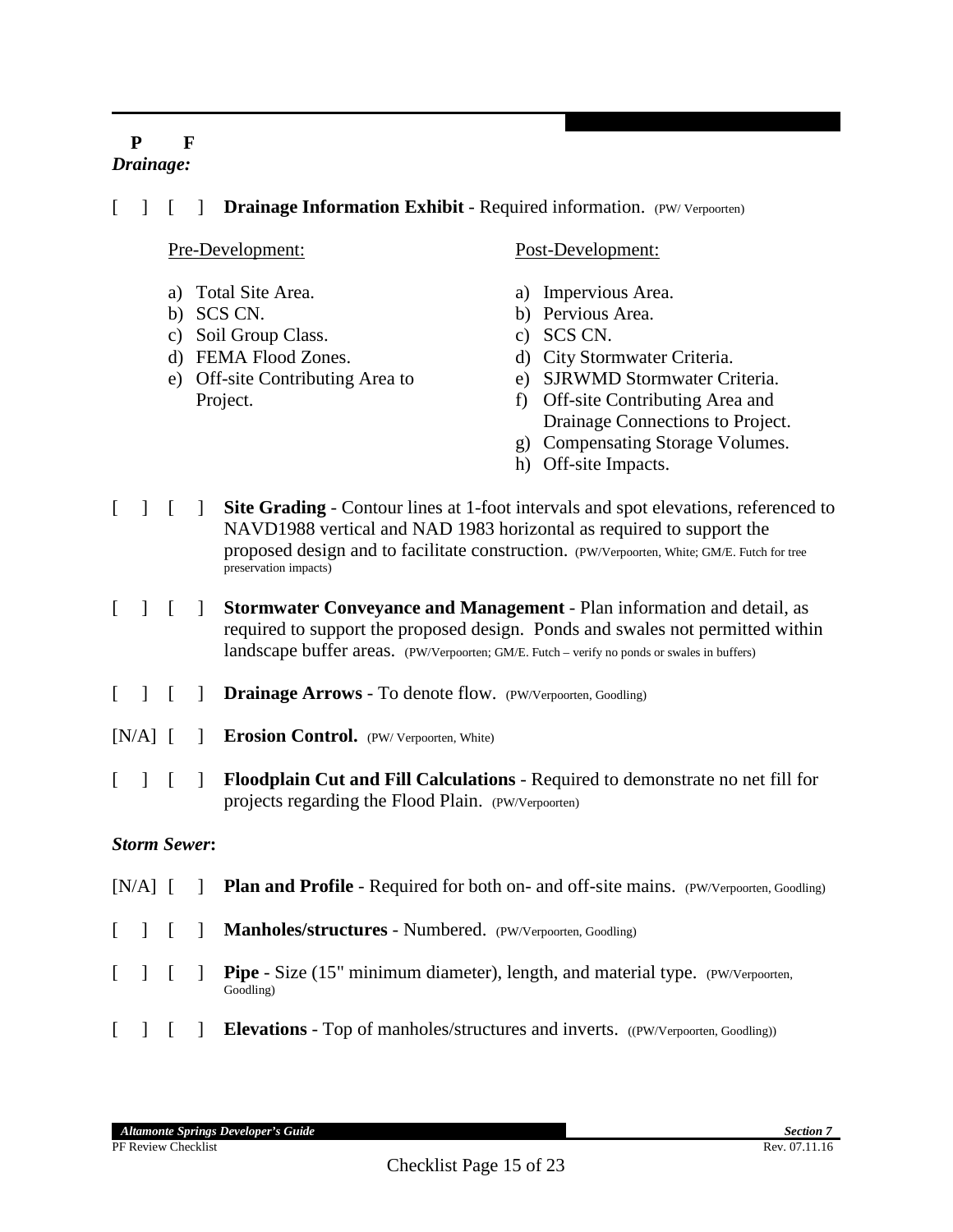**P F**

***Drainage:***

[ ] [ ] **Drainage Information Exhibit** - Required information. (PW/ Verpoorten)

Pre-Development:

a) Total Site Area.
b) SCS CN.
c) Soil Group Class.
d) FEMA Flood Zones.
e) Off-site Contributing Area to Project.

Post-Development:

a) Impervious Area.
b) Pervious Area.
c) SCS CN.
d) City Stormwater Criteria.
e) SJRWMD Stormwater Criteria.
f) Off-site Contributing Area and Drainage Connections to Project.
g) Compensating Storage Volumes.
h) Off-site Impacts.

[ ] [ ] **Site Grading** - Contour lines at 1-foot intervals and spot elevations, referenced to NAVD1988 vertical and NAD 1983 horizontal as required to support the proposed design and to facilitate construction. (PW/Verpoorten, White; GM/E. Futch for tree preservation impacts)

[ ] [ ] **Stormwater Conveyance and Management** - Plan information and detail, as required to support the proposed design. Ponds and swales not permitted within landscape buffer areas. (PW/Verpoorten; GM/E. Futch – verify no ponds or swales in buffers)

[ ] [ ] **Drainage Arrows** - To denote flow. (PW/Verpoorten, Goodling)

[N/A] [ ] **Erosion Control.** (PW/ Verpoorten, White)

[ ] [ ] **Floodplain Cut and Fill Calculations** - Required to demonstrate no net fill for projects regarding the Flood Plain. (PW/Verpoorten)

***Storm Sewer*:**

[N/A] [ ] **Plan and Profile** - Required for both on- and off-site mains. (PW/Verpoorten, Goodling)

[ ] [ ] **Manholes/structures** - Numbered. (PW/Verpoorten, Goodling)

[ ] [ ] **Pipe** - Size (15" minimum diameter), length, and material type. (PW/Verpoorten, Goodling)

[ ] [ ] **Elevations** - Top of manholes/structures and inverts. ((PW/Verpoorten, Goodling))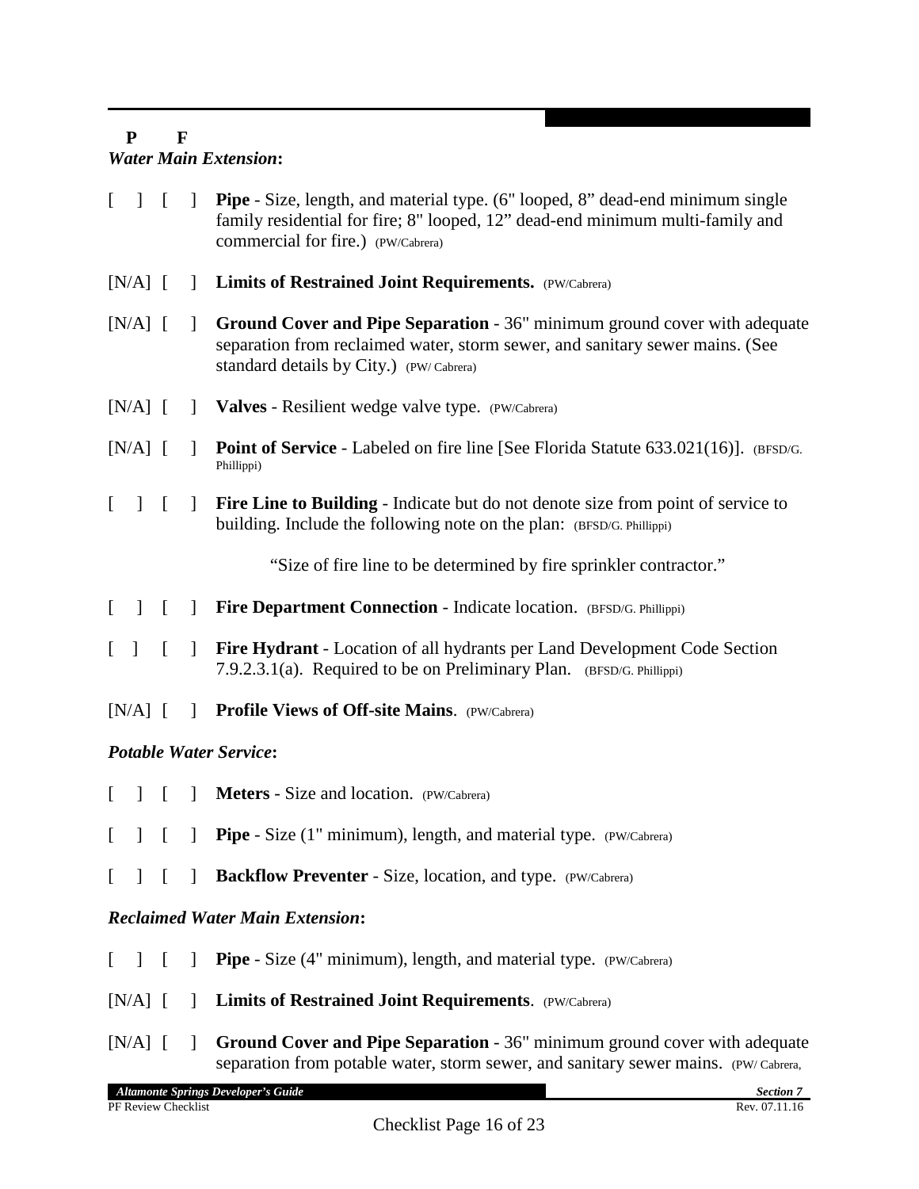**P F**

***Water Main Extension*:**

[ ] [ ] **Pipe** - Size, length, and material type. (6" looped, 8" dead-end minimum single family residential for fire; 8" looped, 12" dead-end minimum multi-family and commercial for fire.) (PW/Cabrera)

[N/A] [ ] **Limits of Restrained Joint Requirements.** (PW/Cabrera)

[N/A] [ ] **Ground Cover and Pipe Separation** - 36" minimum ground cover with adequate separation from reclaimed water, storm sewer, and sanitary sewer mains. (See standard details by City.) (PW/ Cabrera)

[N/A] [ ] **Valves** - Resilient wedge valve type. (PW/Cabrera)

[N/A] [ ] **Point of Service** - Labeled on fire line [See Florida Statute 633.021(16)]. (BFSD/G. Phillippi)

[ ] [ ] **Fire Line to Building** - Indicate but do not denote size from point of service to building. Include the following note on the plan: (BFSD/G. Phillippi)

"Size of fire line to be determined by fire sprinkler contractor."

[ ] [ ] **Fire Department Connection** - Indicate location. (BFSD/G. Phillippi)

[ ] [ ] **Fire Hydrant** - Location of all hydrants per Land Development Code Section 7.9.2.3.1(a). Required to be on Preliminary Plan. (BFSD/G. Phillippi)

[N/A] [ ] **Profile Views of Off-site Mains**. (PW/Cabrera)

***Potable Water Service*:**

[ ] [ ] **Meters** - Size and location. (PW/Cabrera)

[ ] [ ] **Pipe** - Size (1" minimum), length, and material type. (PW/Cabrera)

[ ] [ ] **Backflow Preventer** - Size, location, and type. (PW/Cabrera)

***Reclaimed Water Main Extension*:**

[ ] [ ] **Pipe** - Size (4" minimum), length, and material type. (PW/Cabrera)

[N/A] [ ] **Limits of Restrained Joint Requirements**. (PW/Cabrera)

[N/A] [ ] **Ground Cover and Pipe Separation** - 36" minimum ground cover with adequate separation from potable water, storm sewer, and sanitary sewer mains. (PW/ Cabrera,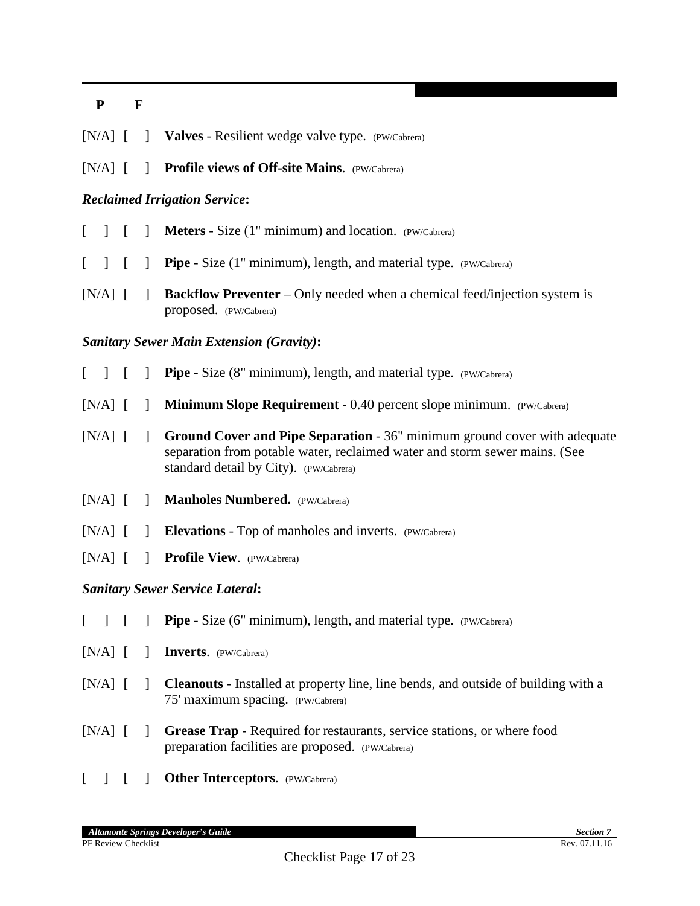**P** **F**

[N/A] [ ] **Valves** - Resilient wedge valve type. (PW/Cabrera)

[N/A] [ ] **Profile views of Off-site Mains**. (PW/Cabrera)

***Reclaimed Irrigation Service*:**

[ ] [ ] **Meters** - Size (1" minimum) and location. (PW/Cabrera)

[ ] [ ] **Pipe** - Size (1" minimum), length, and material type. (PW/Cabrera)

[N/A] [ ] **Backflow Preventer** – Only needed when a chemical feed/injection system is proposed. (PW/Cabrera)

***Sanitary Sewer Main Extension (Gravity)*:**

[ ] [ ] **Pipe** - Size (8" minimum), length, and material type. (PW/Cabrera)

[N/A] [ ] **Minimum Slope Requirement** - 0.40 percent slope minimum. (PW/Cabrera)

[N/A] [ ] **Ground Cover and Pipe Separation** - 36" minimum ground cover with adequate separation from potable water, reclaimed water and storm sewer mains. (See standard detail by City). (PW/Cabrera)

[N/A] [ ] **Manholes Numbered.** (PW/Cabrera)

[N/A] [ ] **Elevations** - Top of manholes and inverts. (PW/Cabrera)

[N/A] [ ] **Profile View**. (PW/Cabrera)

***Sanitary Sewer Service Lateral*:**

[ ] [ ] **Pipe** - Size (6" minimum), length, and material type. (PW/Cabrera)

[N/A] [ ] **Inverts**. (PW/Cabrera)

[N/A] [ ] **Cleanouts** - Installed at property line, line bends, and outside of building with a 75' maximum spacing. (PW/Cabrera)

[N/A] [ ] **Grease Trap** - Required for restaurants, service stations, or where food preparation facilities are proposed. (PW/Cabrera)

[ ] [ ] **Other Interceptors**. (PW/Cabrera)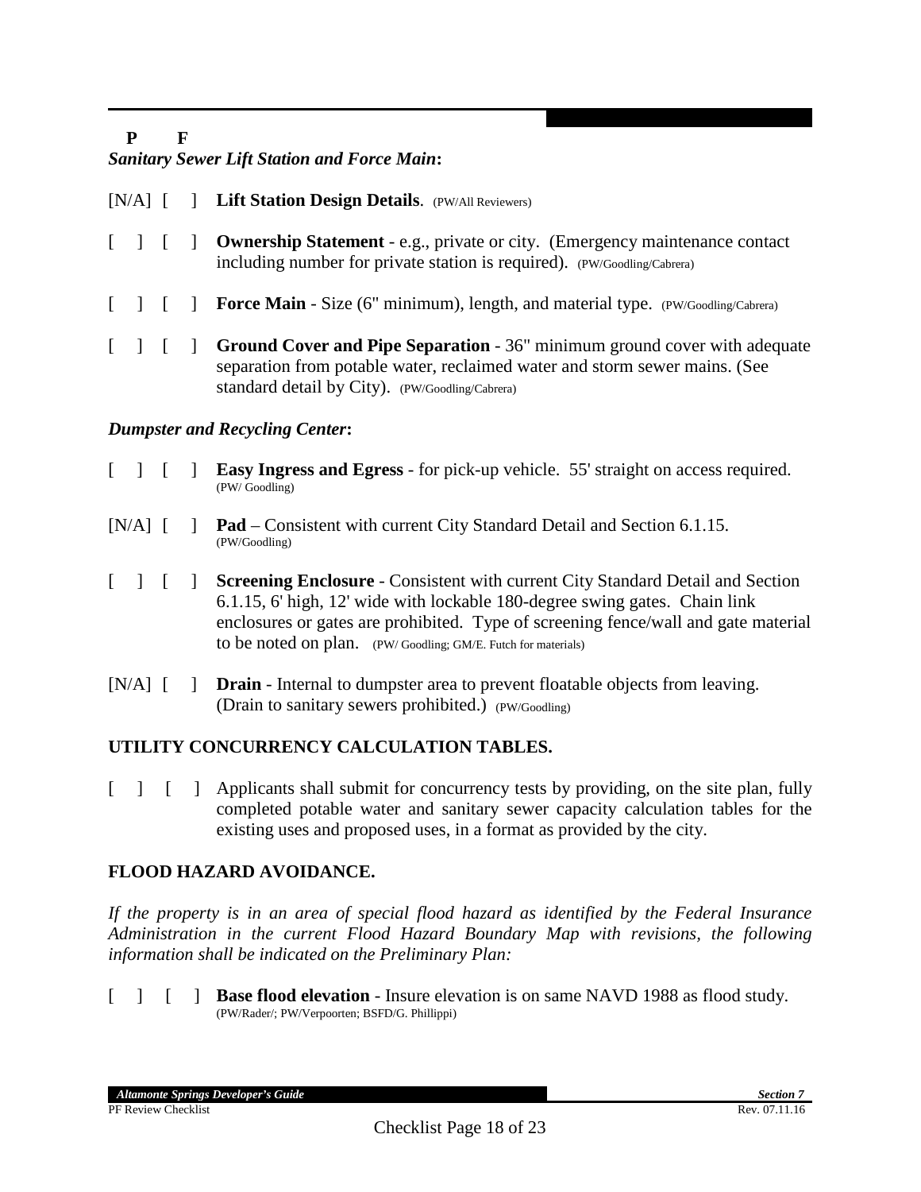**P F**

***Sanitary Sewer Lift Station and Force Main*:**

[N/A] [ ] **Lift Station Design Details**. (PW/All Reviewers)

[ ] [ ] **Ownership Statement** - e.g., private or city. (Emergency maintenance contact including number for private station is required). (PW/Goodling/Cabrera)

[ ] [ ] **Force Main** - Size (6" minimum), length, and material type. (PW/Goodling/Cabrera)

[ ] [ ] **Ground Cover and Pipe Separation** - 36" minimum ground cover with adequate separation from potable water, reclaimed water and storm sewer mains. (See standard detail by City). (PW/Goodling/Cabrera)

***Dumpster and Recycling Center*:**

[ ] [ ] **Easy Ingress and Egress** - for pick-up vehicle. 55' straight on access required. (PW/ Goodling)

[N/A] [ ] **Pad** – Consistent with current City Standard Detail and Section 6.1.15. (PW/Goodling)

[ ] [ ] **Screening Enclosure** - Consistent with current City Standard Detail and Section 6.1.15, 6' high, 12' wide with lockable 180-degree swing gates. Chain link enclosures or gates are prohibited. Type of screening fence/wall and gate material to be noted on plan. (PW/ Goodling; GM/E. Futch for materials)

[N/A] [ ] **Drain** - Internal to dumpster area to prevent floatable objects from leaving. (Drain to sanitary sewers prohibited.) (PW/Goodling)

## UTILITY CONCURRENCY CALCULATION TABLES.

[ ] [ ] Applicants shall submit for concurrency tests by providing, on the site plan, fully completed potable water and sanitary sewer capacity calculation tables for the existing uses and proposed uses, in a format as provided by the city.

## FLOOD HAZARD AVOIDANCE.

*If the property is in an area of special flood hazard as identified by the Federal Insurance Administration in the current Flood Hazard Boundary Map with revisions, the following information shall be indicated on the Preliminary Plan:*

[ ] [ ] **Base flood elevation** - Insure elevation is on same NAVD 1988 as flood study. (PW/Rader/; PW/Verpoorten; BSFD/G. Phillippi)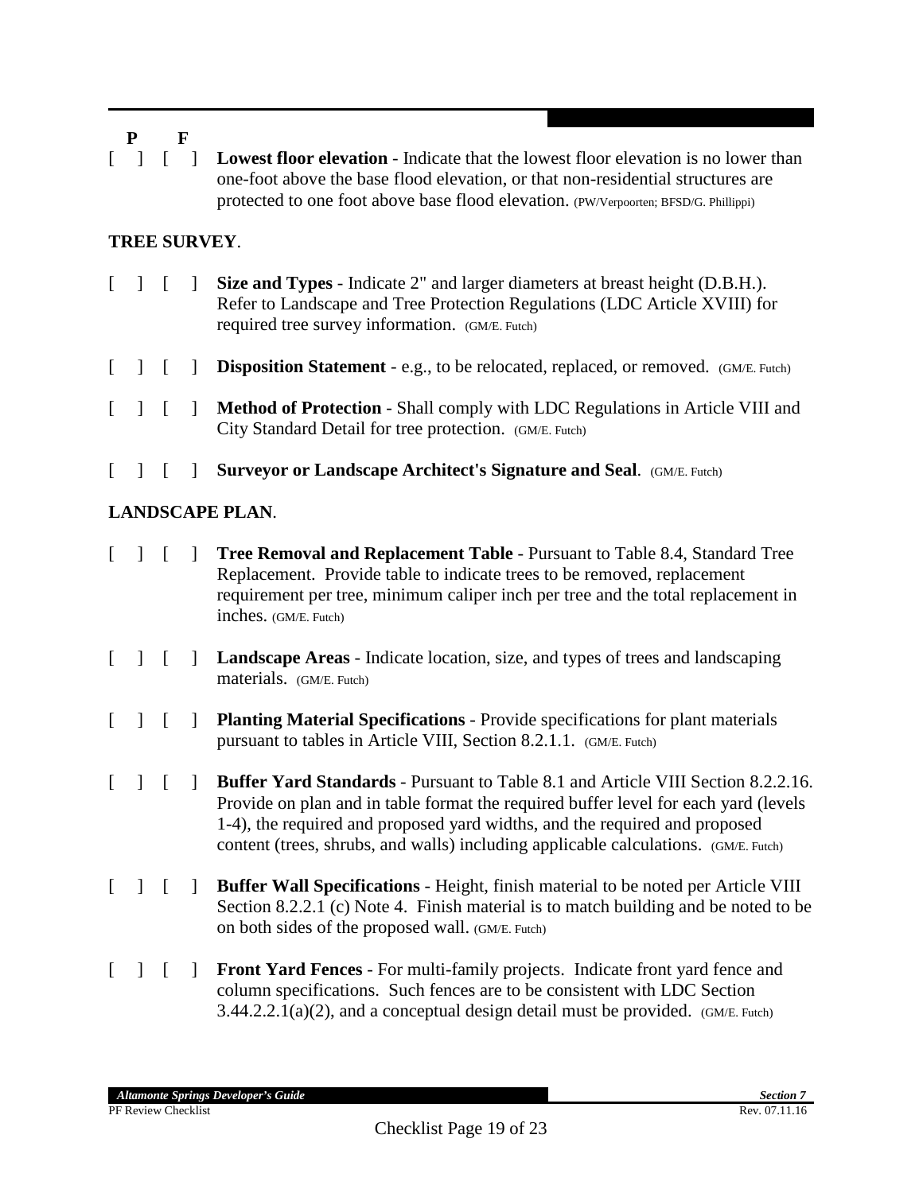**P F**

[ ] [ ] **Lowest floor elevation** - Indicate that the lowest floor elevation is no lower than one-foot above the base flood elevation, or that non-residential structures are protected to one foot above base flood elevation. (PW/Verpoorten; BFSD/G. Phillippi)

**TREE SURVEY**.

[ ] [ ] **Size and Types** - Indicate 2" and larger diameters at breast height (D.B.H.). Refer to Landscape and Tree Protection Regulations (LDC Article XVIII) for required tree survey information. (GM/E. Futch)

[ ] [ ] **Disposition Statement** - e.g., to be relocated, replaced, or removed. (GM/E. Futch)

[ ] [ ] **Method of Protection** - Shall comply with LDC Regulations in Article VIII and City Standard Detail for tree protection. (GM/E. Futch)

[ ] [ ] **Surveyor or Landscape Architect's Signature and Seal**. (GM/E. Futch)

**LANDSCAPE PLAN**.

[ ] [ ] **Tree Removal and Replacement Table** - Pursuant to Table 8.4, Standard Tree Replacement. Provide table to indicate trees to be removed, replacement requirement per tree, minimum caliper inch per tree and the total replacement in inches. (GM/E. Futch)

[ ] [ ] **Landscape Areas** - Indicate location, size, and types of trees and landscaping materials. (GM/E. Futch)

[ ] [ ] **Planting Material Specifications** - Provide specifications for plant materials pursuant to tables in Article VIII, Section 8.2.1.1. (GM/E. Futch)

[ ] [ ] **Buffer Yard Standards** - Pursuant to Table 8.1 and Article VIII Section 8.2.2.16. Provide on plan and in table format the required buffer level for each yard (levels 1-4), the required and proposed yard widths, and the required and proposed content (trees, shrubs, and walls) including applicable calculations. (GM/E. Futch)

[ ] [ ] **Buffer Wall Specifications** - Height, finish material to be noted per Article VIII Section 8.2.2.1 (c) Note 4. Finish material is to match building and be noted to be on both sides of the proposed wall. (GM/E. Futch)

[ ] [ ] **Front Yard Fences** - For multi-family projects. Indicate front yard fence and column specifications. Such fences are to be consistent with LDC Section 3.44.2.2.1(a)(2), and a conceptual design detail must be provided. (GM/E. Futch)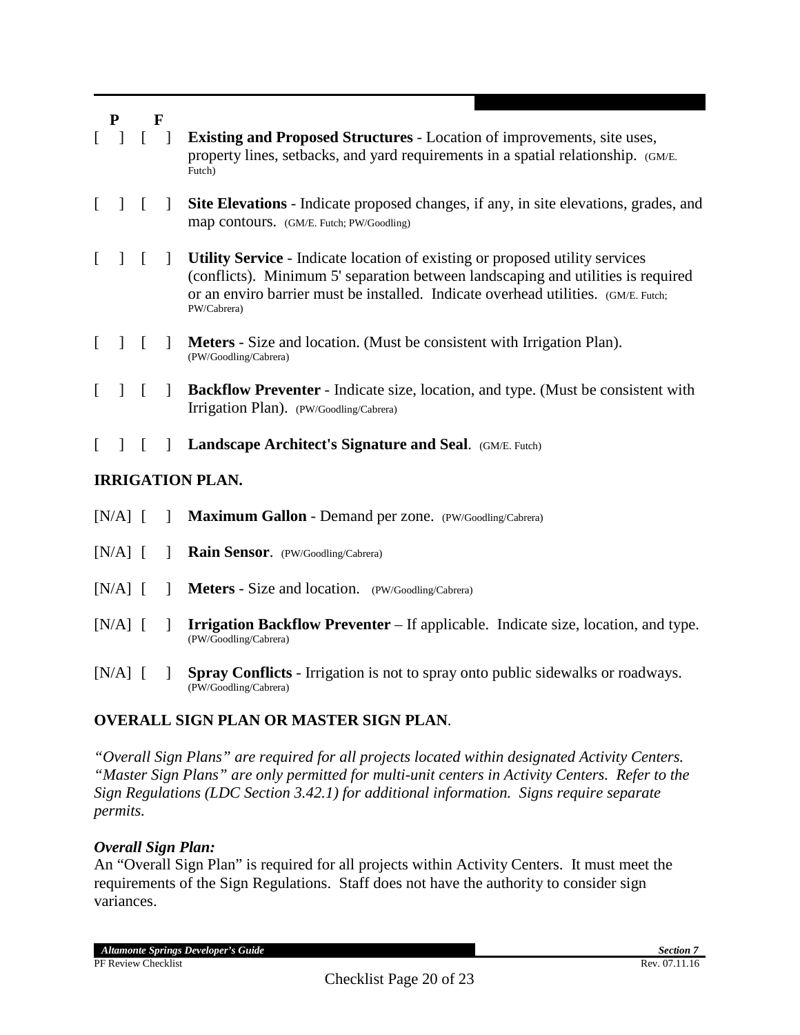**P F**

[ ] [ ] **Existing and Proposed Structures** - Location of improvements, site uses, property lines, setbacks, and yard requirements in a spatial relationship. (GM/E. Futch)

[ ] [ ] **Site Elevations** - Indicate proposed changes, if any, in site elevations, grades, and map contours. (GM/E. Futch; PW/Goodling)

[ ] [ ] **Utility Service** - Indicate location of existing or proposed utility services (conflicts). Minimum 5' separation between landscaping and utilities is required or an enviro barrier must be installed. Indicate overhead utilities. (GM/E. Futch; PW/Cabrera)

[ ] [ ] **Meters** - Size and location. (Must be consistent with Irrigation Plan). (PW/Goodling/Cabrera)

[ ] [ ] **Backflow Preventer** - Indicate size, location, and type. (Must be consistent with Irrigation Plan). (PW/Goodling/Cabrera)

[ ] [ ] **Landscape Architect's Signature and Seal**. (GM/E. Futch)

## IRRIGATION PLAN.

[N/A] [ ] **Maximum Gallon** - Demand per zone. (PW/Goodling/Cabrera)

[N/A] [ ] **Rain Sensor**. (PW/Goodling/Cabrera)

[N/A] [ ] **Meters** - Size and location. (PW/Goodling/Cabrera)

[N/A] [ ] **Irrigation Backflow Preventer** – If applicable. Indicate size, location, and type. (PW/Goodling/Cabrera)

[N/A] [ ] **Spray Conflicts** - Irrigation is not to spray onto public sidewalks or roadways. (PW/Goodling/Cabrera)

## OVERALL SIGN PLAN OR MASTER SIGN PLAN.

*"Overall Sign Plans" are required for all projects located within designated Activity Centers. "Master Sign Plans" are only permitted for multi-unit centers in Activity Centers. Refer to the Sign Regulations (LDC Section 3.42.1) for additional information. Signs require separate permits.*

***Overall Sign Plan:***

An "Overall Sign Plan" is required for all projects within Activity Centers. It must meet the requirements of the Sign Regulations. Staff does not have the authority to consider sign variances.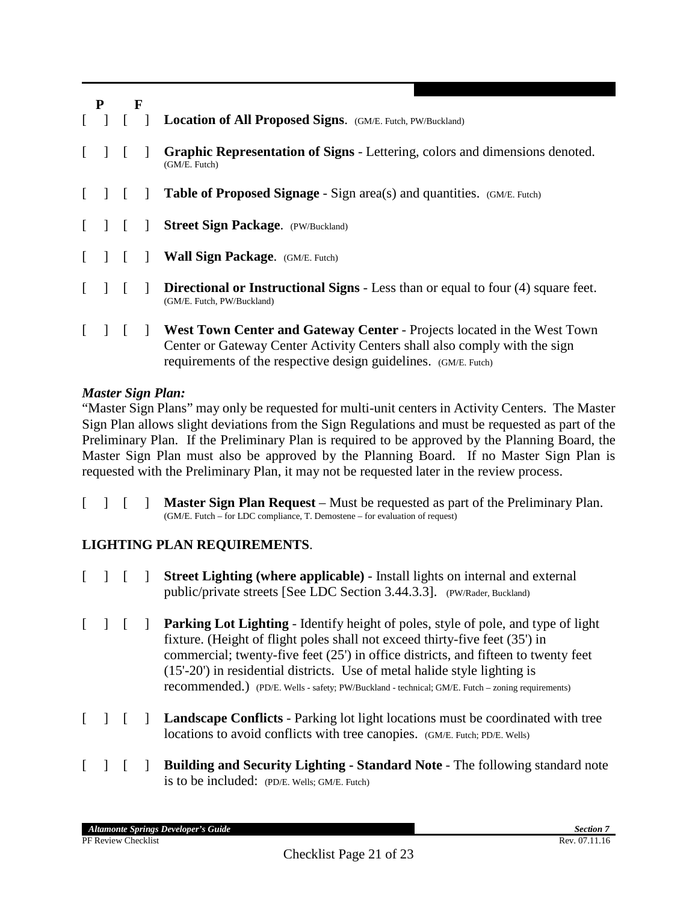| P | F | |
|---|---|---|
| [ ] | [ ] | **Location of All Proposed Signs**. (GM/E. Futch, PW/Buckland) |
| [ ] | [ ] | **Graphic Representation of Signs** - Lettering, colors and dimensions denoted. (GM/E. Futch) |
| [ ] | [ ] | **Table of Proposed Signage** - Sign area(s) and quantities. (GM/E. Futch) |
| [ ] | [ ] | **Street Sign Package**. (PW/Buckland) |
| [ ] | [ ] | **Wall Sign Package**. (GM/E. Futch) |
| [ ] | [ ] | **Directional or Instructional Signs** - Less than or equal to four (4) square feet. (GM/E. Futch, PW/Buckland) |
| [ ] | [ ] | **West Town Center and Gateway Center** - Projects located in the West Town Center or Gateway Center Activity Centers shall also comply with the sign requirements of the respective design guidelines. (GM/E. Futch) |

***Master Sign Plan:***

"Master Sign Plans" may only be requested for multi-unit centers in Activity Centers. The Master Sign Plan allows slight deviations from the Sign Regulations and must be requested as part of the Preliminary Plan. If the Preliminary Plan is required to be approved by the Planning Board, the Master Sign Plan must also be approved by the Planning Board. If no Master Sign Plan is requested with the Preliminary Plan, it may not be requested later in the review process.

[ ] [ ] **Master Sign Plan Request** – Must be requested as part of the Preliminary Plan. (GM/E. Futch – for LDC compliance, T. Demostene – for evaluation of request)

## LIGHTING PLAN REQUIREMENTS.

[ ] [ ] **Street Lighting (where applicable)** - Install lights on internal and external public/private streets [See LDC Section 3.44.3.3]. (PW/Rader, Buckland)

[ ] [ ] **Parking Lot Lighting** - Identify height of poles, style of pole, and type of light fixture. (Height of flight poles shall not exceed thirty-five feet (35') in commercial; twenty-five feet (25') in office districts, and fifteen to twenty feet (15'-20') in residential districts. Use of metal halide style lighting is recommended.) (PD/E. Wells - safety; PW/Buckland - technical; GM/E. Futch – zoning requirements)

[ ] [ ] **Landscape Conflicts** - Parking lot light locations must be coordinated with tree locations to avoid conflicts with tree canopies. (GM/E. Futch; PD/E. Wells)

[ ] [ ] **Building and Security Lighting - Standard Note** - The following standard note is to be included: (PD/E. Wells; GM/E. Futch)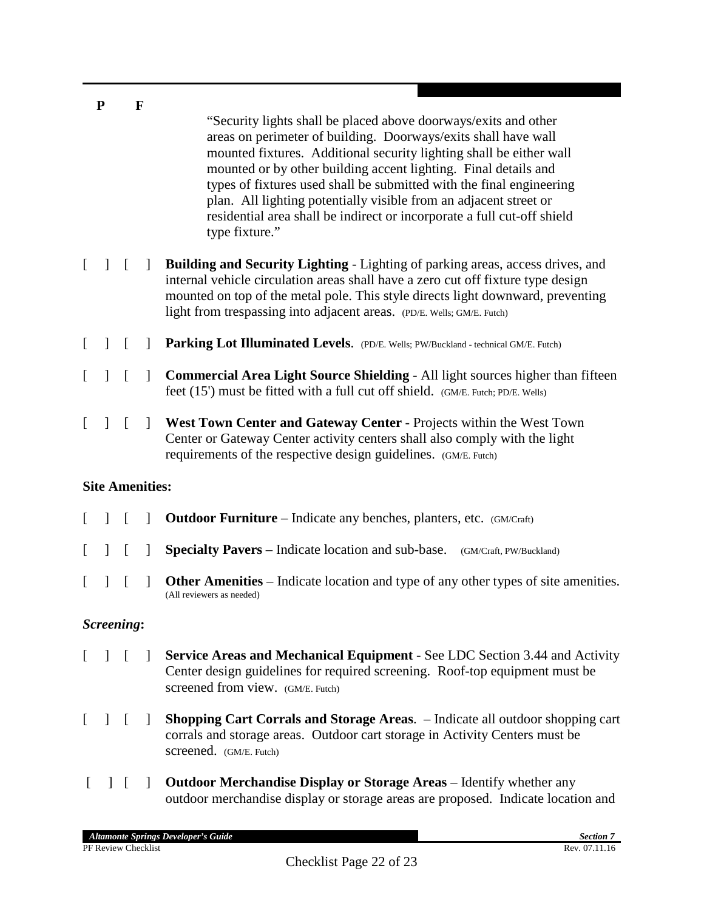**P F**

"Security lights shall be placed above doorways/exits and other areas on perimeter of building. Doorways/exits shall have wall mounted fixtures. Additional security lighting shall be either wall mounted or by other building accent lighting. Final details and types of fixtures used shall be submitted with the final engineering plan. All lighting potentially visible from an adjacent street or residential area shall be indirect or incorporate a full cut-off shield type fixture."

[ ] [ ] **Building and Security Lighting** - Lighting of parking areas, access drives, and internal vehicle circulation areas shall have a zero cut off fixture type design mounted on top of the metal pole. This style directs light downward, preventing light from trespassing into adjacent areas. (PD/E. Wells; GM/E. Futch)

[ ] [ ] **Parking Lot Illuminated Levels**. (PD/E. Wells; PW/Buckland - technical GM/E. Futch)

[ ] [ ] **Commercial Area Light Source Shielding** - All light sources higher than fifteen feet (15') must be fitted with a full cut off shield. (GM/E. Futch; PD/E. Wells)

[ ] [ ] **West Town Center and Gateway Center** - Projects within the West Town Center or Gateway Center activity centers shall also comply with the light requirements of the respective design guidelines. (GM/E. Futch)

**Site Amenities:**

[ ] [ ] **Outdoor Furniture** – Indicate any benches, planters, etc. (GM/Craft)

[ ] [ ] **Specialty Pavers** – Indicate location and sub-base. (GM/Craft, PW/Buckland)

[ ] [ ] **Other Amenities** – Indicate location and type of any other types of site amenities. (All reviewers as needed)

***Screening*:**

[ ] [ ] **Service Areas and Mechanical Equipment** - See LDC Section 3.44 and Activity Center design guidelines for required screening. Roof-top equipment must be screened from view. (GM/E. Futch)

[ ] [ ] **Shopping Cart Corrals and Storage Areas**. – Indicate all outdoor shopping cart corrals and storage areas. Outdoor cart storage in Activity Centers must be screened. (GM/E. Futch)

[ ] [ ] **Outdoor Merchandise Display or Storage Areas** – Identify whether any outdoor merchandise display or storage areas are proposed. Indicate location and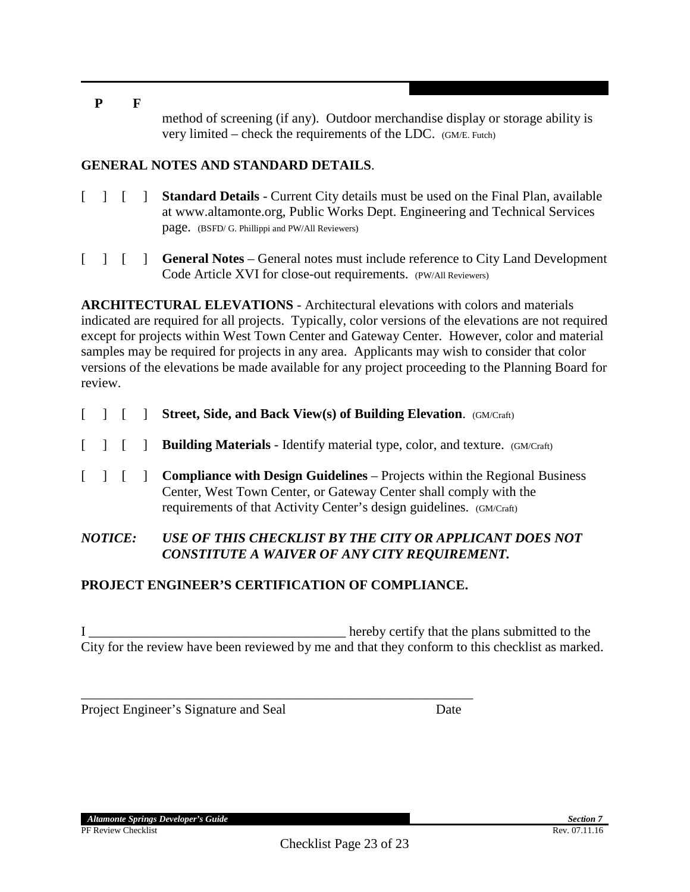**P F**

method of screening (if any). Outdoor merchandise display or storage ability is very limited – check the requirements of the LDC. (GM/E. Futch)

**GENERAL NOTES AND STANDARD DETAILS**.

[ ] [ ] **Standard Details** - Current City details must be used on the Final Plan, available at www.altamonte.org, Public Works Dept. Engineering and Technical Services page. (BSFD/ G. Phillippi and PW/All Reviewers)

[ ] [ ] **General Notes** – General notes must include reference to City Land Development Code Article XVI for close-out requirements. (PW/All Reviewers)

**ARCHITECTURAL ELEVATIONS** - Architectural elevations with colors and materials indicated are required for all projects. Typically, color versions of the elevations are not required except for projects within West Town Center and Gateway Center. However, color and material samples may be required for projects in any area. Applicants may wish to consider that color versions of the elevations be made available for any project proceeding to the Planning Board for review.

[ ] [ ] **Street, Side, and Back View(s) of Building Elevation**. (GM/Craft)

[ ] [ ] **Building Materials** - Identify material type, color, and texture. (GM/Craft)

[ ] [ ] **Compliance with Design Guidelines** – Projects within the Regional Business Center, West Town Center, or Gateway Center shall comply with the requirements of that Activity Center's design guidelines. (GM/Craft)

***NOTICE: USE OF THIS CHECKLIST BY THE CITY OR APPLICANT DOES NOT CONSTITUTE A WAIVER OF ANY CITY REQUIREMENT.***

**PROJECT ENGINEER'S CERTIFICATION OF COMPLIANCE.**

I ______________________________________ hereby certify that the plans submitted to the City for the review have been reviewed by me and that they conform to this checklist as marked.

_____________________________________________________________

Project Engineer's Signature and Seal Date